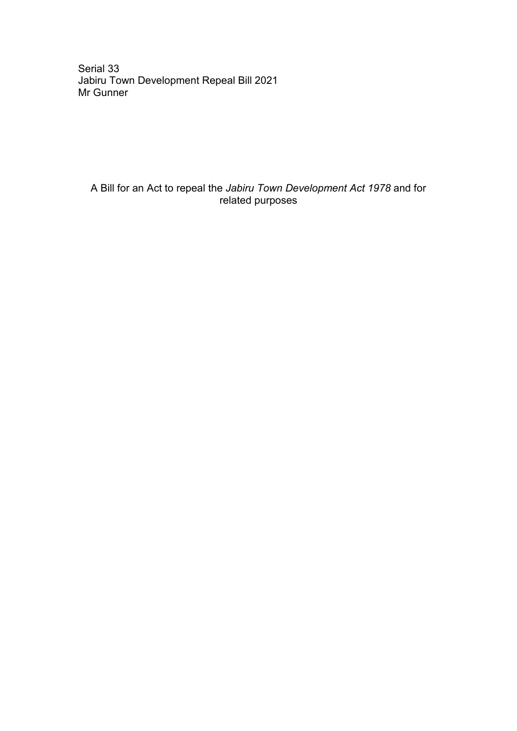Serial 33
Jabiru Town Development Repeal Bill 2021
Mr Gunner

A Bill for an Act to repeal the *Jabiru Town Development Act 1978* and for related purposes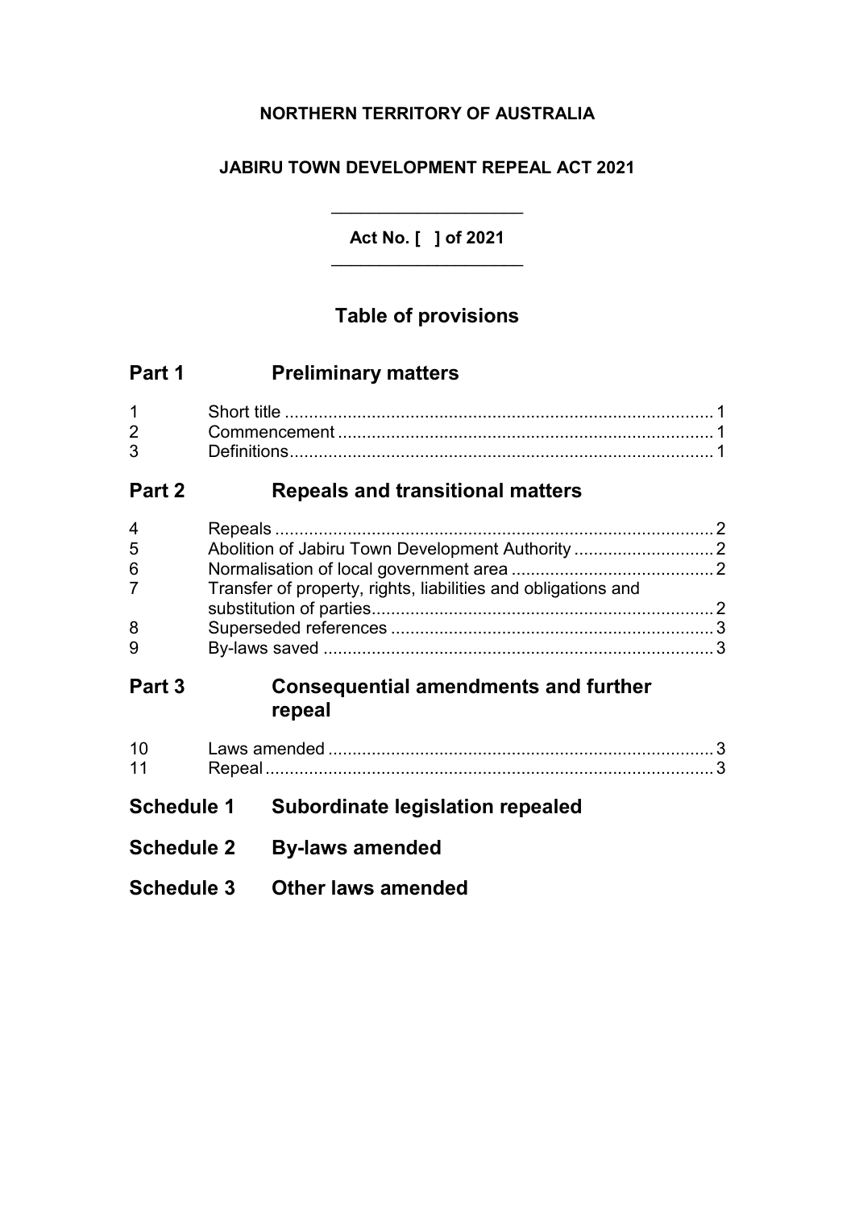**NORTHERN TERRITORY OF AUSTRALIA**

**JABIRU TOWN DEVELOPMENT REPEAL ACT 2021**

---

**Act No. [ ] of 2021**

---

## Table of provisions

### Part 1 Preliminary matters

1 Short title ........................................................................................ 1
2 Commencement ............................................................................. 1
3 Definitions....................................................................................... 1

### Part 2 Repeals and transitional matters

4 Repeals .......................................................................................... 2
5 Abolition of Jabiru Town Development Authority ............................ 2
6 Normalisation of local government area .......................................... 2
7 Transfer of property, rights, liabilities and obligations and substitution of parties....................................................................... 2
8 Superseded references .................................................................. 3
9 By-laws saved ................................................................................ 3

### Part 3 Consequential amendments and further repeal

10 Laws amended ............................................................................... 3
11 Repeal ............................................................................................ 3

### Schedule 1 Subordinate legislation repealed

### Schedule 2 By-laws amended

### Schedule 3 Other laws amended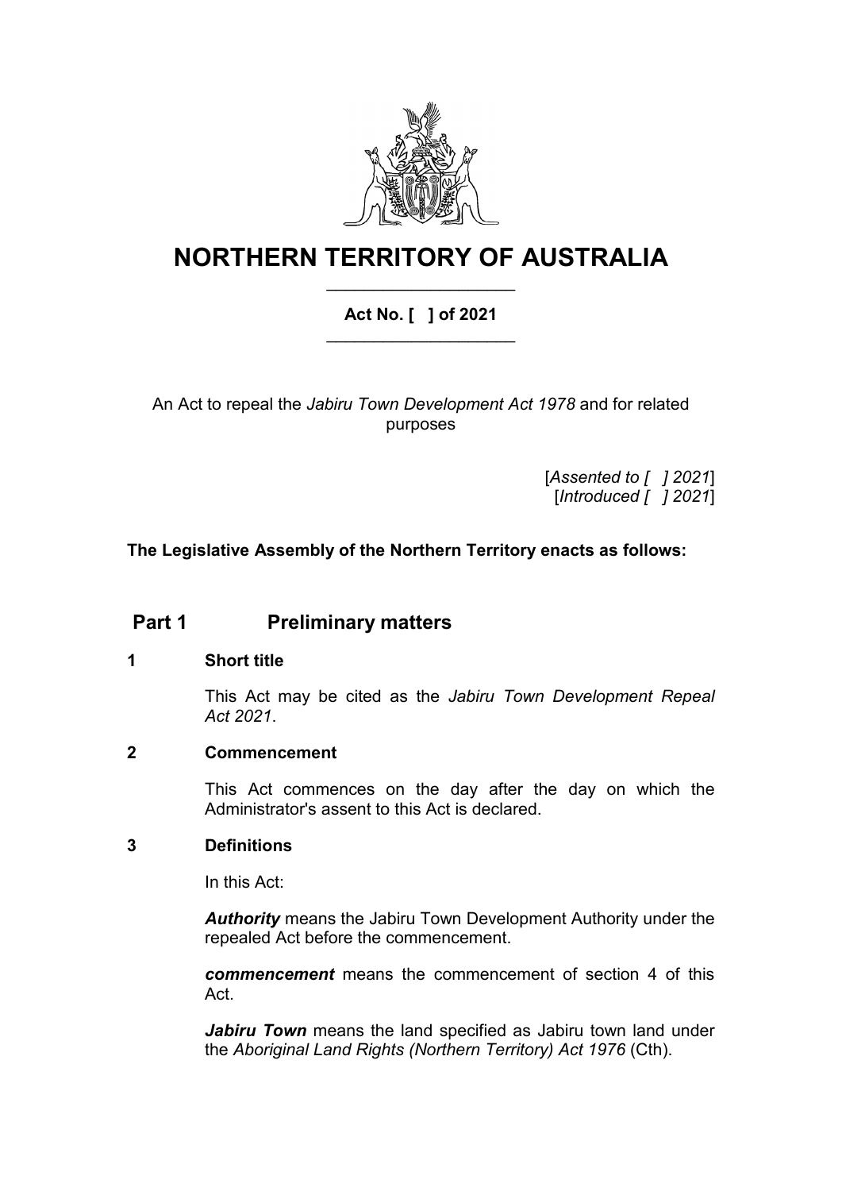# NORTHERN TERRITORY OF AUSTRALIA

**Act No. [ ] of 2021**

An Act to repeal the *Jabiru Town Development Act 1978* and for related purposes

[*Assented to [ ] 2021*]
[*Introduced [ ] 2021*]

**The Legislative Assembly of the Northern Territory enacts as follows:**

## Part 1 Preliminary matters

### 1 Short title

This Act may be cited as the *Jabiru Town Development Repeal Act 2021*.

### 2 Commencement

This Act commences on the day after the day on which the Administrator's assent to this Act is declared.

### 3 Definitions

In this Act:

***Authority*** means the Jabiru Town Development Authority under the repealed Act before the commencement.

***commencement*** means the commencement of section 4 of this Act.

***Jabiru Town*** means the land specified as Jabiru town land under the *Aboriginal Land Rights (Northern Territory) Act 1976* (Cth).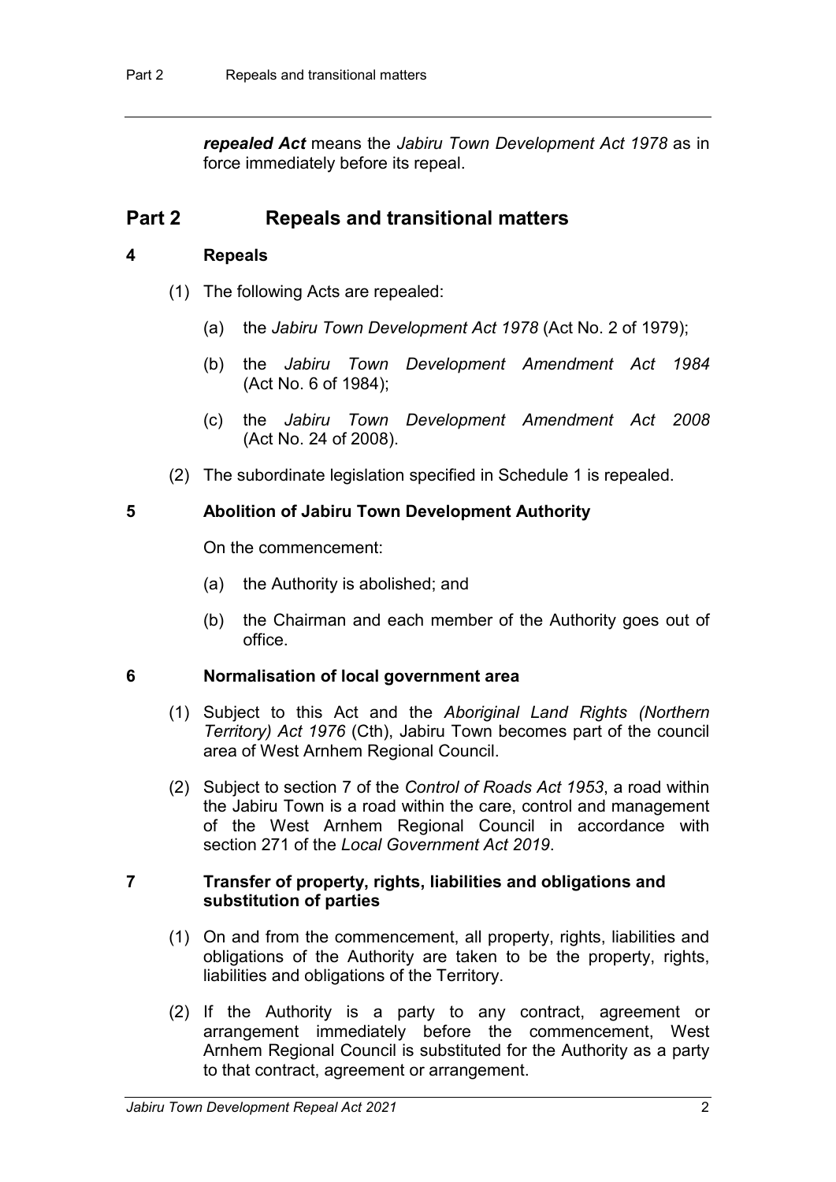***repealed Act*** means the *Jabiru Town Development Act 1978* as in force immediately before its repeal.

## Part 2 Repeals and transitional matters

### 4 Repeals

(1) The following Acts are repealed:

(a) the *Jabiru Town Development Act 1978* (Act No. 2 of 1979);

(b) the *Jabiru Town Development Amendment Act 1984* (Act No. 6 of 1984);

(c) the *Jabiru Town Development Amendment Act 2008* (Act No. 24 of 2008).

(2) The subordinate legislation specified in Schedule 1 is repealed.

### 5 Abolition of Jabiru Town Development Authority

On the commencement:

(a) the Authority is abolished; and

(b) the Chairman and each member of the Authority goes out of office.

### 6 Normalisation of local government area

(1) Subject to this Act and the *Aboriginal Land Rights (Northern Territory) Act 1976* (Cth), Jabiru Town becomes part of the council area of West Arnhem Regional Council.

(2) Subject to section 7 of the *Control of Roads Act 1953*, a road within the Jabiru Town is a road within the care, control and management of the West Arnhem Regional Council in accordance with section 271 of the *Local Government Act 2019*.

### 7 Transfer of property, rights, liabilities and obligations and substitution of parties

(1) On and from the commencement, all property, rights, liabilities and obligations of the Authority are taken to be the property, rights, liabilities and obligations of the Territory.

(2) If the Authority is a party to any contract, agreement or arrangement immediately before the commencement, West Arnhem Regional Council is substituted for the Authority as a party to that contract, agreement or arrangement.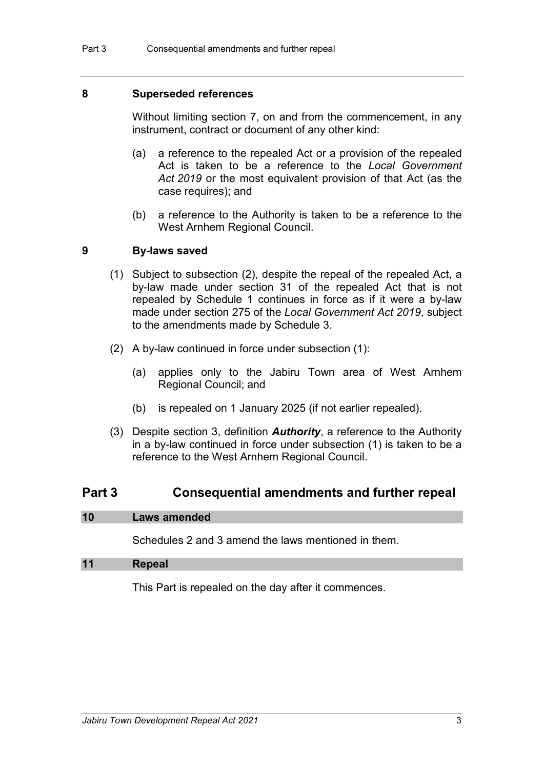### 8 Superseded references

Without limiting section 7, on and from the commencement, in any instrument, contract or document of any other kind:

(a) a reference to the repealed Act or a provision of the repealed Act is taken to be a reference to the *Local Government Act 2019* or the most equivalent provision of that Act (as the case requires); and

(b) a reference to the Authority is taken to be a reference to the West Arnhem Regional Council.

### 9 By-laws saved

(1) Subject to subsection (2), despite the repeal of the repealed Act, a by-law made under section 31 of the repealed Act that is not repealed by Schedule 1 continues in force as if it were a by-law made under section 275 of the *Local Government Act 2019*, subject to the amendments made by Schedule 3.

(2) A by-law continued in force under subsection (1):

(a) applies only to the Jabiru Town area of West Arnhem Regional Council; and

(b) is repealed on 1 January 2025 (if not earlier repealed).

(3) Despite section 3, definition ***Authority***, a reference to the Authority in a by-law continued in force under subsection (1) is taken to be a reference to the West Arnhem Regional Council.

## Part 3 Consequential amendments and further repeal

### 10 Laws amended

Schedules 2 and 3 amend the laws mentioned in them.

### 11 Repeal

This Part is repealed on the day after it commences.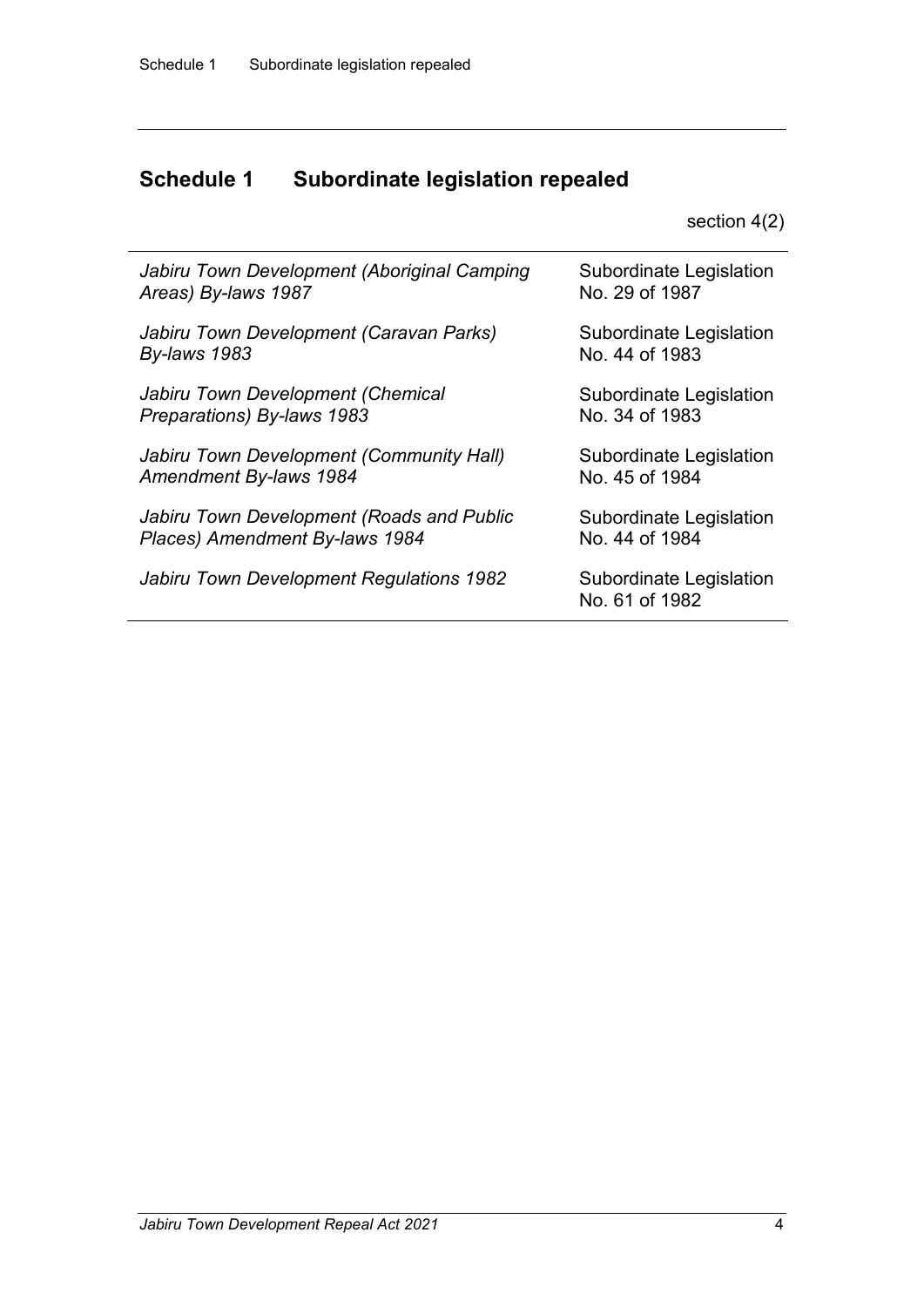## Schedule 1 Subordinate legislation repealed

section 4(2)

| | |
|---|---|
| *Jabiru Town Development (Aboriginal Camping Areas) By-laws 1987* | Subordinate Legislation No. 29 of 1987 |
| *Jabiru Town Development (Caravan Parks) By-laws 1983* | Subordinate Legislation No. 44 of 1983 |
| *Jabiru Town Development (Chemical Preparations) By-laws 1983* | Subordinate Legislation No. 34 of 1983 |
| *Jabiru Town Development (Community Hall) Amendment By-laws 1984* | Subordinate Legislation No. 45 of 1984 |
| *Jabiru Town Development (Roads and Public Places) Amendment By-laws 1984* | Subordinate Legislation No. 44 of 1984 |
| *Jabiru Town Development Regulations 1982* | Subordinate Legislation No. 61 of 1982 |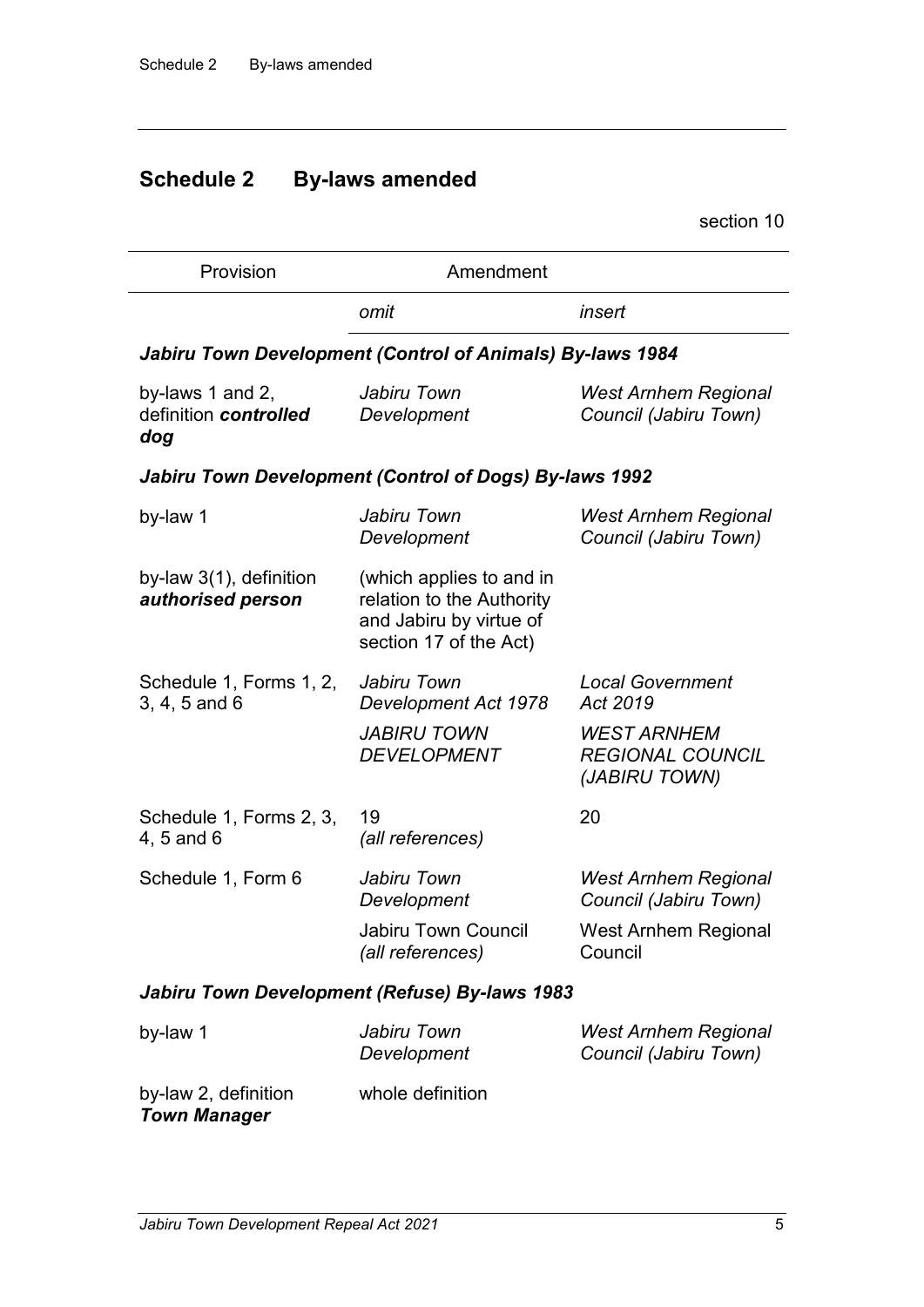## Schedule 2 By-laws amended

section 10

| Provision | Amendment | |
|---|---|---|
| | *omit* | *insert* |
| ***Jabiru Town Development (Control of Animals) By-laws 1984*** | | |
| by-laws 1 and 2, definition ***controlled dog*** | *Jabiru Town Development* | *West Arnhem Regional Council (Jabiru Town)* |
| ***Jabiru Town Development (Control of Dogs) By-laws 1992*** | | |
| by-law 1 | *Jabiru Town Development* | *West Arnhem Regional Council (Jabiru Town)* |
| by-law 3(1), definition ***authorised person*** | (which applies to and in relation to the Authority and Jabiru by virtue of section 17 of the Act) | |
| Schedule 1, Forms 1, 2, 3, 4, 5 and 6 | *Jabiru Town Development Act 1978* | *Local Government Act 2019* |
| | *JABIRU TOWN DEVELOPMENT* | *WEST ARNHEM REGIONAL COUNCIL (JABIRU TOWN)* |
| Schedule 1, Forms 2, 3, 4, 5 and 6 | 19 *(all references)* | 20 |
| Schedule 1, Form 6 | *Jabiru Town Development* | *West Arnhem Regional Council (Jabiru Town)* |
| | Jabiru Town Council *(all references)* | West Arnhem Regional Council |
| ***Jabiru Town Development (Refuse) By-laws 1983*** | | |
| by-law 1 | *Jabiru Town Development* | *West Arnhem Regional Council (Jabiru Town)* |
| by-law 2, definition ***Town Manager*** | whole definition | |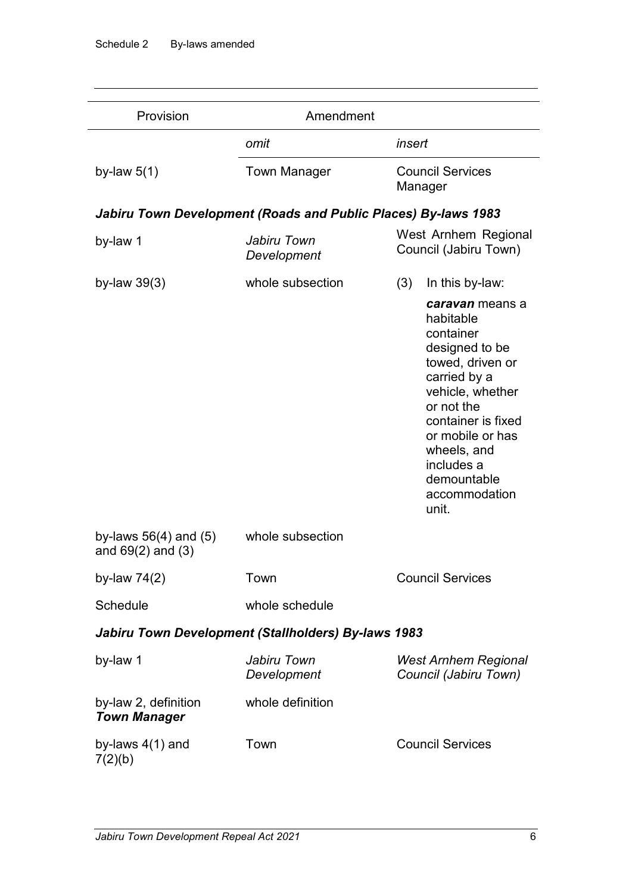| Provision | Amendment | |
|---|---|---|
| | *omit* | *insert* |
| by-law 5(1) | Town Manager | Council Services Manager |
| ***Jabiru Town Development (Roads and Public Places) By-laws 1983*** | | |
| by-law 1 | *Jabiru Town Development* | West Arnhem Regional Council (Jabiru Town) |
| by-law 39(3) | whole subsection | (3) In this by-law: ***caravan*** means a habitable container designed to be towed, driven or carried by a vehicle, whether or not the container is fixed or mobile or has wheels, and includes a demountable accommodation unit. |
| by-laws 56(4) and (5) and 69(2) and (3) | whole subsection | |
| by-law 74(2) | Town | Council Services |
| Schedule | whole schedule | |
| ***Jabiru Town Development (Stallholders) By-laws 1983*** | | |
| by-law 1 | *Jabiru Town Development* | *West Arnhem Regional Council (Jabiru Town)* |
| by-law 2, definition ***Town Manager*** | whole definition | |
| by-laws 4(1) and 7(2)(b) | Town | Council Services |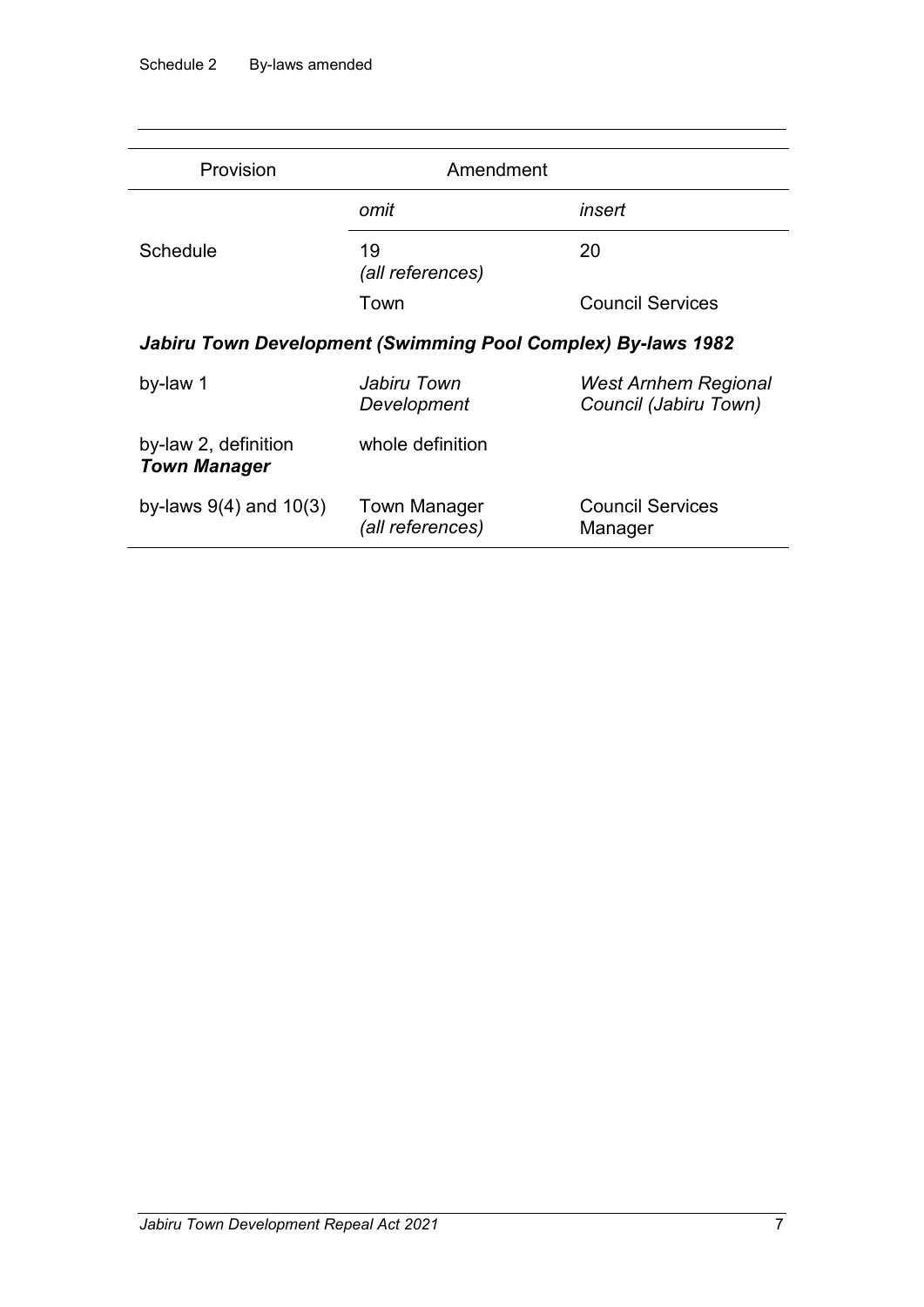| Provision | Amendment | |
|---|---|---|
| | *omit* | *insert* |
| Schedule | 19 *(all references)* | 20 |
| | Town | Council Services |

***Jabiru Town Development (Swimming Pool Complex) By-laws 1982***

| Provision | *omit* | *insert* |
|---|---|---|
| by-law 1 | *Jabiru Town Development* | *West Arnhem Regional Council (Jabiru Town)* |
| by-law 2, definition ***Town Manager*** | whole definition | |
| by-laws 9(4) and 10(3) | Town Manager *(all references)* | Council Services Manager |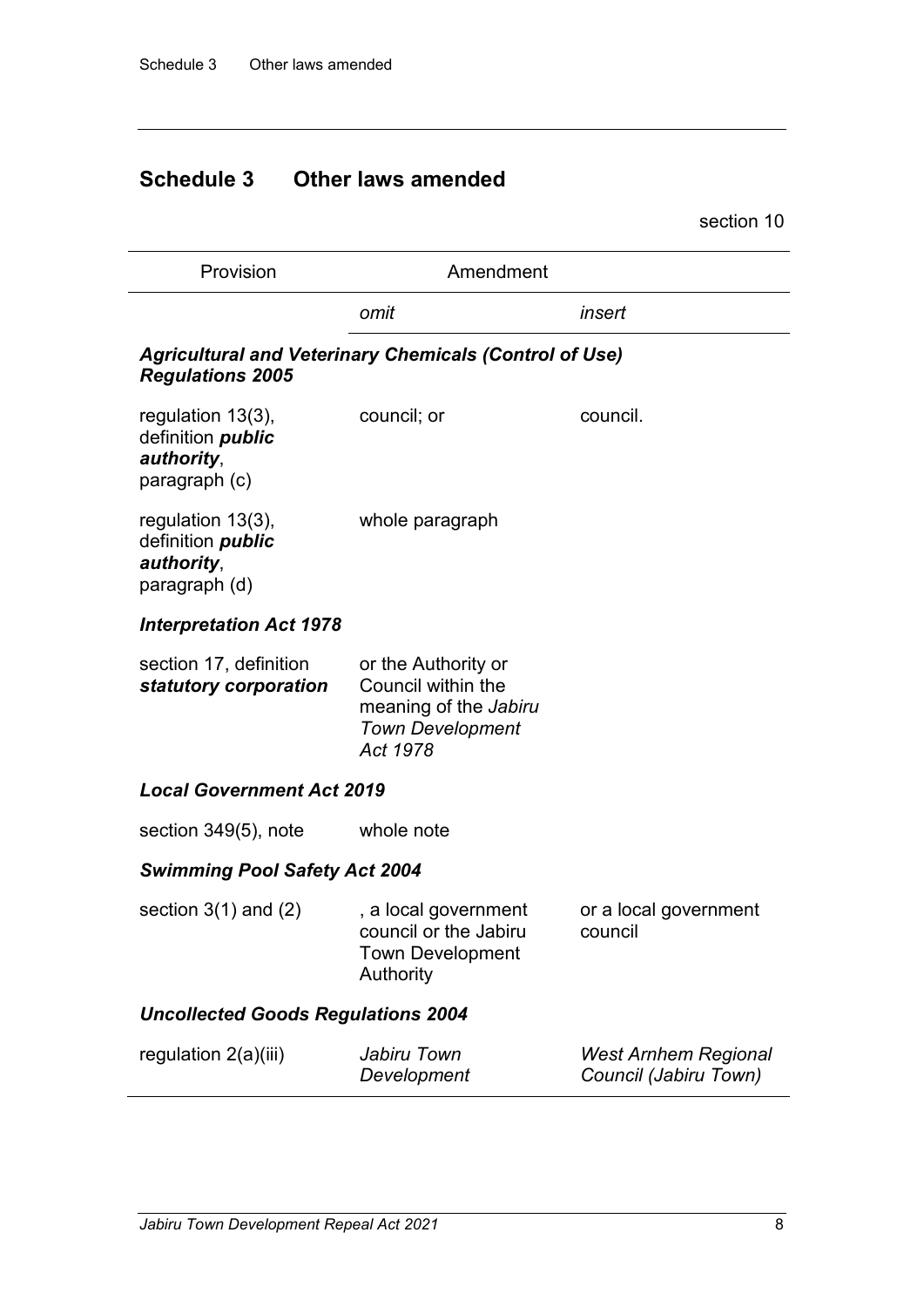# Schedule 3 Other laws amended

section 10

| Provision | Amendment | |
|---|---|---|
| | *omit* | *insert* |
| ***Agricultural and Veterinary Chemicals (Control of Use) Regulations 2005*** | | |
| regulation 13(3), definition ***public authority***, paragraph (c) | council; or | council. |
| regulation 13(3), definition ***public authority***, paragraph (d) | whole paragraph | |
| ***Interpretation Act 1978*** | | |
| section 17, definition ***statutory corporation*** | or the Authority or Council within the meaning of the *Jabiru Town Development Act 1978* | |
| ***Local Government Act 2019*** | | |
| section 349(5), note | whole note | |
| ***Swimming Pool Safety Act 2004*** | | |
| section 3(1) and (2) | , a local government council or the Jabiru Town Development Authority | or a local government council |
| ***Uncollected Goods Regulations 2004*** | | |
| regulation 2(a)(iii) | *Jabiru Town Development* | *West Arnhem Regional Council (Jabiru Town)* |